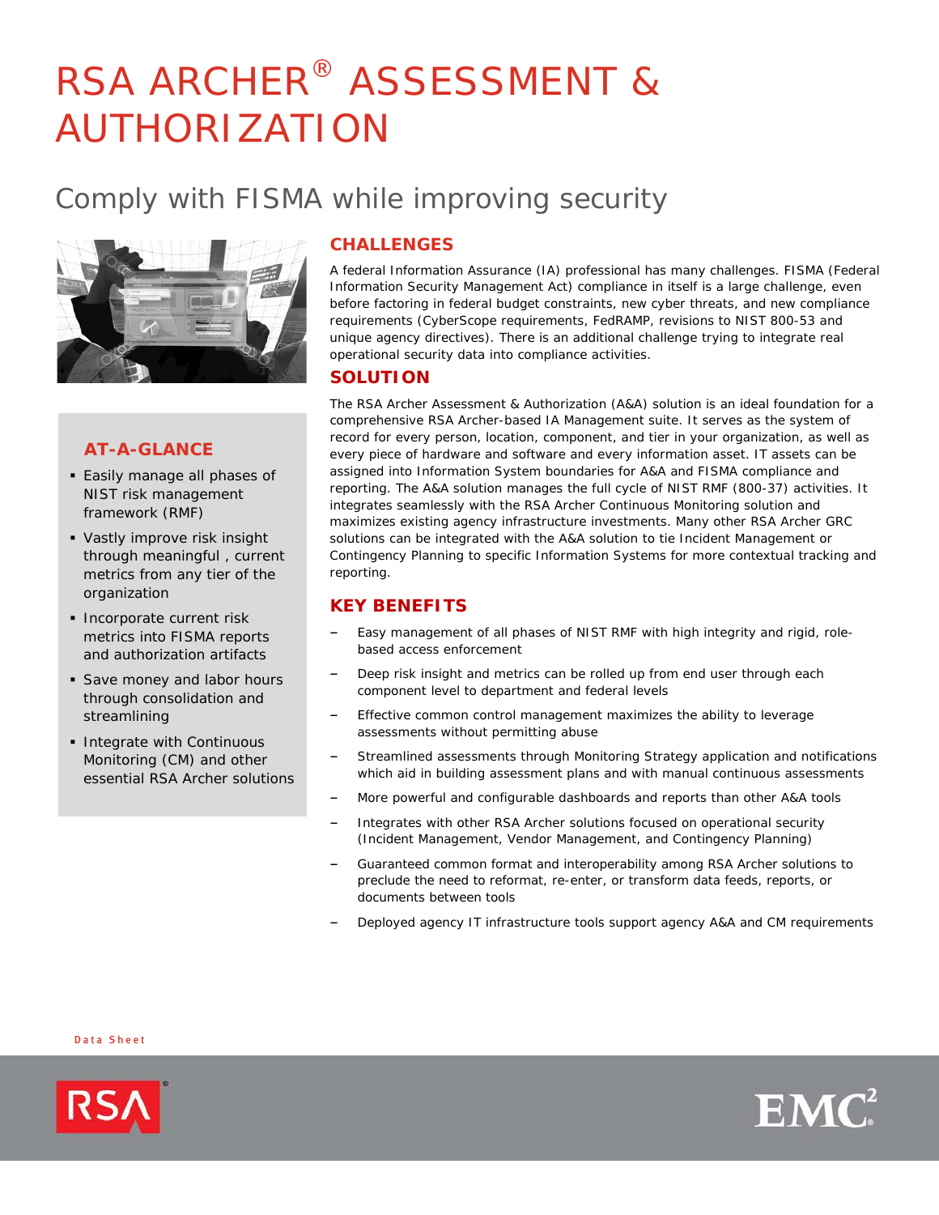# RSA ARCHER® ASSESSMENT & AUTHORIZATION

## Comply with FISMA while improving security

### AT-A-GLANCE

- Easily manage all phases of NIST risk management framework (RMF)
- Vastly improve risk insight through meaningful , current metrics from any tier of the organization
- Incorporate current risk metrics into FISMA reports and authorization artifacts
- Save money and labor hours through consolidation and streamlining
- Integrate with Continuous Monitoring (CM) and other essential RSA Archer solutions

### CHALLENGES

A federal Information Assurance (IA) professional has many challenges. FISMA (Federal Information Security Management Act) compliance in itself is a large challenge, even before factoring in federal budget constraints, new cyber threats, and new compliance requirements (CyberScope requirements, FedRAMP, revisions to NIST 800-53 and unique agency directives). There is an additional challenge trying to integrate real operational security data into compliance activities.

### SOLUTION

The RSA Archer Assessment & Authorization (A&A) solution is an ideal foundation for a comprehensive RSA Archer-based IA Management suite. It serves as the system of record for every person, location, component, and tier in your organization, as well as every piece of hardware and software and every information asset. IT assets can be assigned into Information System boundaries for A&A and FISMA compliance and reporting. The A&A solution manages the full cycle of NIST RMF (800-37) activities. It integrates seamlessly with the RSA Archer Continuous Monitoring solution and maximizes existing agency infrastructure investments. Many other RSA Archer GRC solutions can be integrated with the A&A solution to tie Incident Management or Contingency Planning to specific Information Systems for more contextual tracking and reporting.

### KEY BENEFITS

- Easy management of all phases of NIST RMF with high integrity and rigid, role-based access enforcement
- Deep risk insight and metrics can be rolled up from end user through each component level to department and federal levels
- Effective common control management maximizes the ability to leverage assessments without permitting abuse
- Streamlined assessments through Monitoring Strategy application and notifications which aid in building assessment plans and with manual continuous assessments
- More powerful and configurable dashboards and reports than other A&A tools
- Integrates with other RSA Archer solutions focused on operational security (Incident Management, Vendor Management, and Contingency Planning)
- Guaranteed common format and interoperability among RSA Archer solutions to preclude the need to reformat, re-enter, or transform data feeds, reports, or documents between tools
- Deployed agency IT infrastructure tools support agency A&A and CM requirements

Data Sheet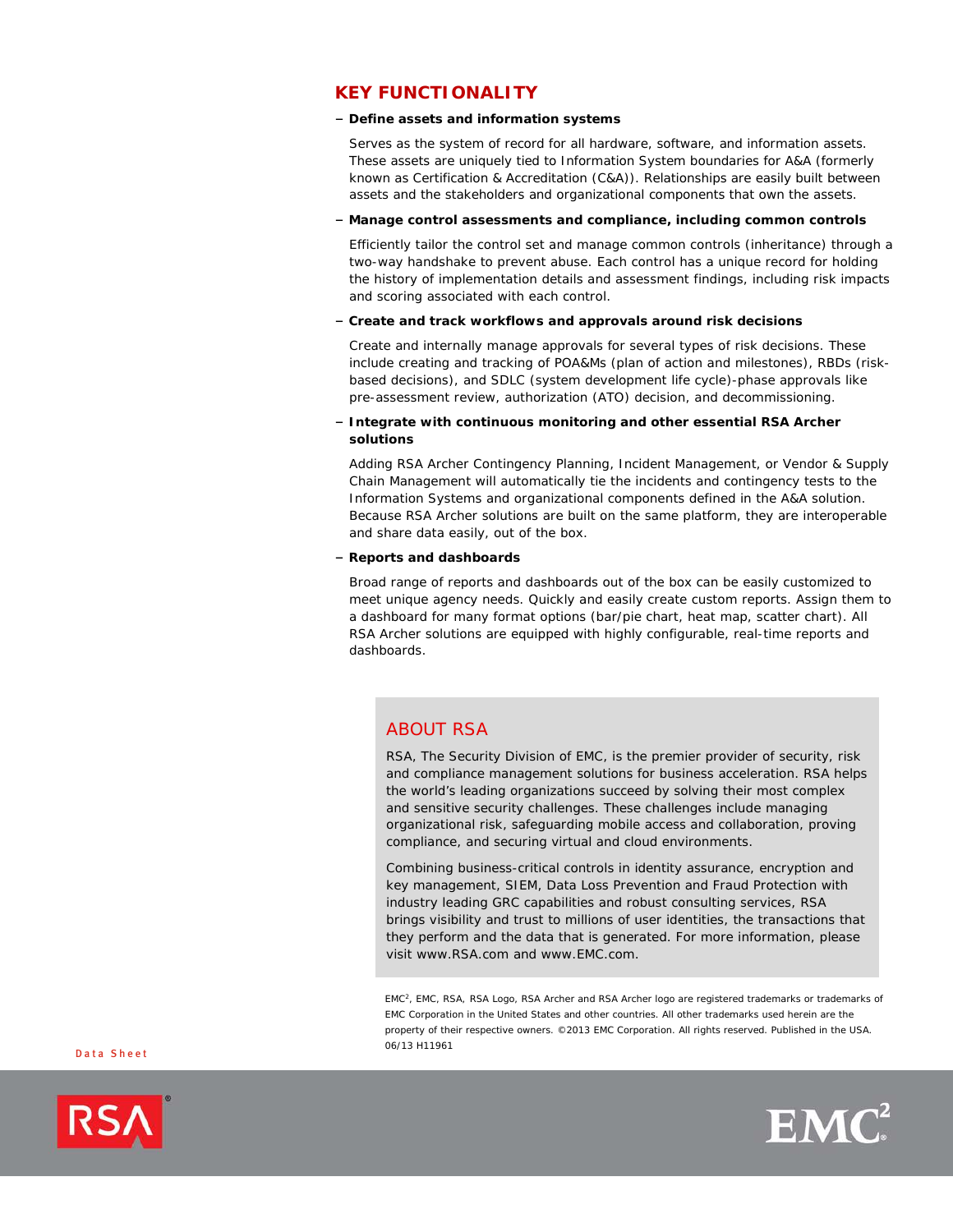## KEY FUNCTIONALITY

– **Define assets and information systems**

  Serves as the system of record for all hardware, software, and information assets. These assets are uniquely tied to Information System boundaries for A&A (formerly known as Certification & Accreditation (C&A)). Relationships are easily built between assets and the stakeholders and organizational components that own the assets.

– **Manage control assessments and compliance, including common controls**

  Efficiently tailor the control set and manage common controls (inheritance) through a two-way handshake to prevent abuse. Each control has a unique record for holding the history of implementation details and assessment findings, including risk impacts and scoring associated with each control.

– **Create and track workflows and approvals around risk decisions**

  Create and internally manage approvals for several types of risk decisions. These include creating and tracking of POA&Ms (plan of action and milestones), RBDs (risk-based decisions), and SDLC (system development life cycle)-phase approvals like pre-assessment review, authorization (ATO) decision, and decommissioning.

– **Integrate with continuous monitoring and other essential RSA Archer solutions**

  Adding RSA Archer Contingency Planning, Incident Management, or Vendor & Supply Chain Management will automatically tie the incidents and contingency tests to the Information Systems and organizational components defined in the A&A solution. Because RSA Archer solutions are built on the same platform, they are interoperable and share data easily, out of the box.

– **Reports and dashboards**

  Broad range of reports and dashboards out of the box can be easily customized to meet unique agency needs. Quickly and easily create custom reports. Assign them to a dashboard for many format options (bar/pie chart, heat map, scatter chart). All RSA Archer solutions are equipped with highly configurable, real-time reports and dashboards.

## ABOUT RSA

RSA, The Security Division of EMC, is the premier provider of security, risk and compliance management solutions for business acceleration. RSA helps the world's leading organizations succeed by solving their most complex and sensitive security challenges. These challenges include managing organizational risk, safeguarding mobile access and collaboration, proving compliance, and securing virtual and cloud environments.

Combining business-critical controls in identity assurance, encryption and key management, SIEM, Data Loss Prevention and Fraud Protection with industry leading GRC capabilities and robust consulting services, RSA brings visibility and trust to millions of user identities, the transactions that they perform and the data that is generated. For more information, please visit www.RSA.com and www.EMC.com.

EMC$^2$, EMC, RSA, RSA Logo, RSA Archer and RSA Archer logo are registered trademarks or trademarks of EMC Corporation in the United States and other countries. All other trademarks used herein are the property of their respective owners. ©2013 EMC Corporation. All rights reserved. Published in the USA. 06/13 H11961

Data Sheet